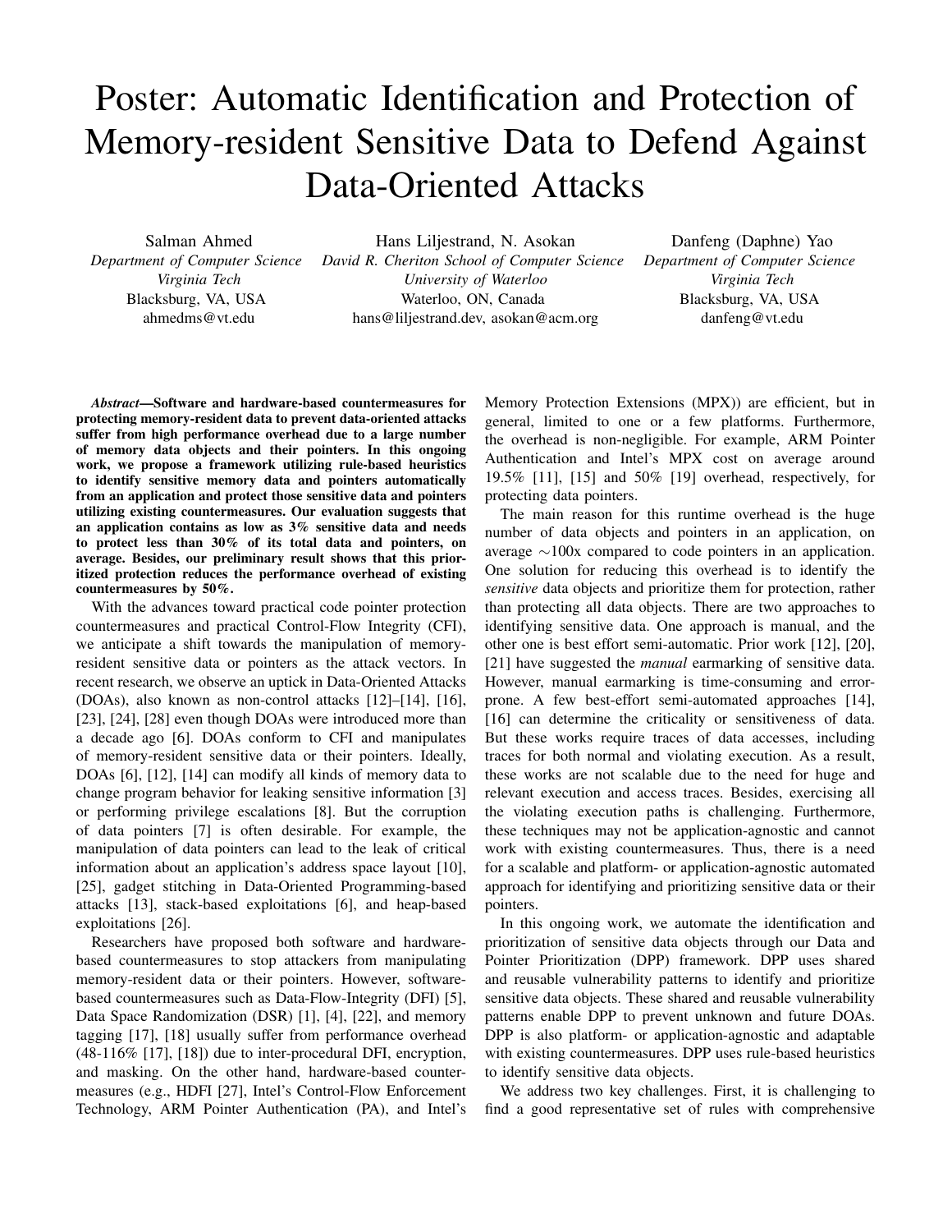# Poster: Automatic Identification and Protection of Memory-resident Sensitive Data to Defend Against Data-Oriented Attacks

Salman Ahmed
*Department of Computer Science*
*Virginia Tech*
Blacksburg, VA, USA
ahmedms@vt.edu

Hans Liljestrand, N. Asokan
*David R. Cheriton School of Computer Science*
*University of Waterloo*
Waterloo, ON, Canada
hans@liljestrand.dev, asokan@acm.org

Danfeng (Daphne) Yao
*Department of Computer Science*
*Virginia Tech*
Blacksburg, VA, USA
danfeng@vt.edu

***Abstract*—Software and hardware-based countermeasures for protecting memory-resident data to prevent data-oriented attacks suffer from high performance overhead due to a large number of memory data objects and their pointers. In this ongoing work, we propose a framework utilizing rule-based heuristics to identify sensitive memory data and pointers automatically from an application and protect those sensitive data and pointers utilizing existing countermeasures. Our evaluation suggests that an application contains as low as 3% sensitive data and needs to protect less than 30% of its total data and pointers, on average. Besides, our preliminary result shows that this prioritized protection reduces the performance overhead of existing countermeasures by 50%.**

With the advances toward practical code pointer protection countermeasures and practical Control-Flow Integrity (CFI), we anticipate a shift towards the manipulation of memory-resident sensitive data or pointers as the attack vectors. In recent research, we observe an uptick in Data-Oriented Attacks (DOAs), also known as non-control attacks [12]–[14], [16], [23], [24], [28] even though DOAs were introduced more than a decade ago [6]. DOAs conform to CFI and manipulates of memory-resident sensitive data or their pointers. Ideally, DOAs [6], [12], [14] can modify all kinds of memory data to change program behavior for leaking sensitive information [3] or performing privilege escalations [8]. But the corruption of data pointers [7] is often desirable. For example, the manipulation of data pointers can lead to the leak of critical information about an application's address space layout [10], [25], gadget stitching in Data-Oriented Programming-based attacks [13], stack-based exploitations [6], and heap-based exploitations [26].

Researchers have proposed both software and hardware-based countermeasures to stop attackers from manipulating memory-resident data or their pointers. However, software-based countermeasures such as Data-Flow-Integrity (DFI) [5], Data Space Randomization (DSR) [1], [4], [22], and memory tagging [17], [18] usually suffer from performance overhead (48-116% [17], [18]) due to inter-procedural DFI, encryption, and masking. On the other hand, hardware-based countermeasures (e.g., HDFI [27], Intel's Control-Flow Enforcement Technology, ARM Pointer Authentication (PA), and Intel's Memory Protection Extensions (MPX)) are efficient, but in general, limited to one or a few platforms. Furthermore, the overhead is non-negligible. For example, ARM Pointer Authentication and Intel's MPX cost on average around 19.5% [11], [15] and 50% [19] overhead, respectively, for protecting data pointers.

The main reason for this runtime overhead is the huge number of data objects and pointers in an application, on average ∼100x compared to code pointers in an application. One solution for reducing this overhead is to identify the *sensitive* data objects and prioritize them for protection, rather than protecting all data objects. There are two approaches to identifying sensitive data. One approach is manual, and the other one is best effort semi-automatic. Prior work [12], [20], [21] have suggested the *manual* earmarking of sensitive data. However, manual earmarking is time-consuming and error-prone. A few best-effort semi-automated approaches [14], [16] can determine the criticality or sensitiveness of data. But these works require traces of data accesses, including traces for both normal and violating execution. As a result, these works are not scalable due to the need for huge and relevant execution and access traces. Besides, exercising all the violating execution paths is challenging. Furthermore, these techniques may not be application-agnostic and cannot work with existing countermeasures. Thus, there is a need for a scalable and platform- or application-agnostic automated approach for identifying and prioritizing sensitive data or their pointers.

In this ongoing work, we automate the identification and prioritization of sensitive data objects through our Data and Pointer Prioritization (DPP) framework. DPP uses shared and reusable vulnerability patterns to identify and prioritize sensitive data objects. These shared and reusable vulnerability patterns enable DPP to prevent unknown and future DOAs. DPP is also platform- or application-agnostic and adaptable with existing countermeasures. DPP uses rule-based heuristics to identify sensitive data objects.

We address two key challenges. First, it is challenging to find a good representative set of rules with comprehensive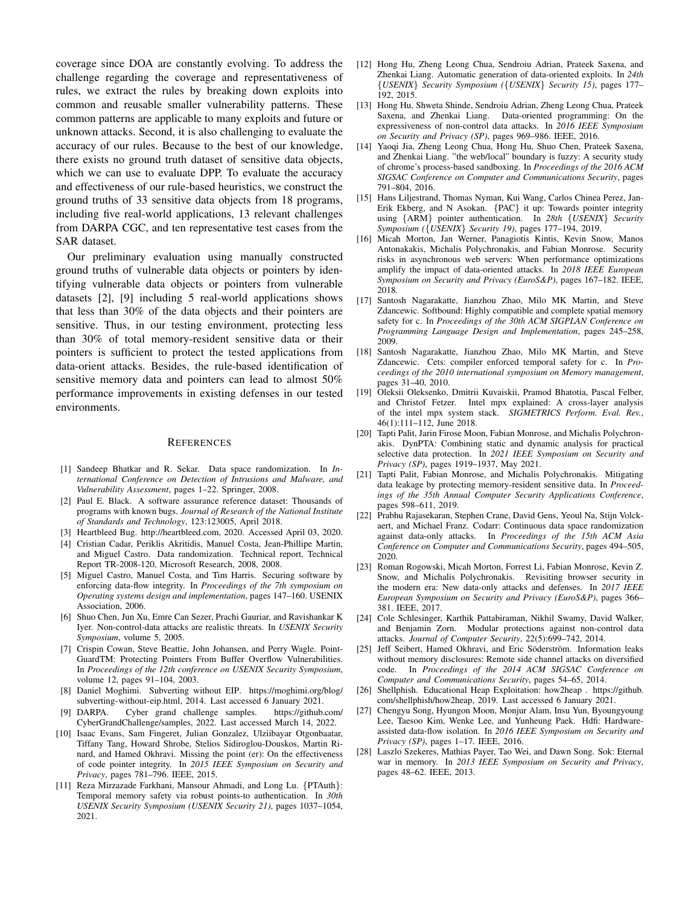coverage since DOA are constantly evolving. To address the challenge regarding the coverage and representativeness of rules, we extract the rules by breaking down exploits into common and reusable smaller vulnerability patterns. These common patterns are applicable to many exploits and future or unknown attacks. Second, it is also challenging to evaluate the accuracy of our rules. Because to the best of our knowledge, there exists no ground truth dataset of sensitive data objects, which we can use to evaluate DPP. To evaluate the accuracy and effectiveness of our rule-based heuristics, we construct the ground truths of 33 sensitive data objects from 18 programs, including five real-world applications, 13 relevant challenges from DARPA CGC, and ten representative test cases from the SAR dataset.

Our preliminary evaluation using manually constructed ground truths of vulnerable data objects or pointers by identifying vulnerable data objects or pointers from vulnerable datasets [2], [9] including 5 real-world applications shows that less than 30% of the data objects and their pointers are sensitive. Thus, in our testing environment, protecting less than 30% of total memory-resident sensitive data or their pointers is sufficient to protect the tested applications from data-orient attacks. Besides, the rule-based identification of sensitive memory data and pointers can lead to almost 50% performance improvements in existing defenses in our tested environments.

## References

[1] Sandeep Bhatkar and R. Sekar. Data space randomization. In *International Conference on Detection of Intrusions and Malware, and Vulnerability Assessment*, pages 1–22. Springer, 2008.

[2] Paul E. Black. A software assurance reference dataset: Thousands of programs with known bugs. *Journal of Research of the National Institute of Standards and Technology*, 123:123005, April 2018.

[3] Heartbleed Bug. http://heartbleed.com, 2020. Accessed April 03, 2020.

[4] Cristian Cadar, Periklis Akritidis, Manuel Costa, Jean-Phillipe Martin, and Miguel Castro. Data randomization. Technical report, Technical Report TR-2008-120, Microsoft Research, 2008, 2008.

[5] Miguel Castro, Manuel Costa, and Tim Harris. Securing software by enforcing data-flow integrity. In *Proceedings of the 7th symposium on Operating systems design and implementation*, pages 147–160. USENIX Association, 2006.

[6] Shuo Chen, Jun Xu, Emre Can Sezer, Prachi Gauriar, and Ravishankar K Iyer. Non-control-data attacks are realistic threats. In *USENIX Security Symposium*, volume 5, 2005.

[7] Crispin Cowan, Steve Beattie, John Johansen, and Perry Wagle. PointGuardTM: Protecting Pointers From Buffer Overflow Vulnerabilities. In *Proceedings of the 12th conference on USENIX Security Symposium*, volume 12, pages 91–104, 2003.

[8] Daniel Moghimi. Subverting without EIP. https://moghimi.org/blog/subverting-without-eip.html, 2014. Last accessed 6 January 2021.

[9] DARPA. Cyber grand challenge samples. https://github.com/CyberGrandChallenge/samples, 2022. Last accessed March 14, 2022.

[10] Isaac Evans, Sam Fingeret, Julian Gonzalez, Ulziibayar Otgonbaatar, Tiffany Tang, Howard Shrobe, Stelios Sidiroglou-Douskos, Martin Rinard, and Hamed Okhravi. Missing the point (er): On the effectiveness of code pointer integrity. In *2015 IEEE Symposium on Security and Privacy*, pages 781–796. IEEE, 2015.

[11] Reza Mirzazade Farkhani, Mansour Ahmadi, and Long Lu. {PTAuth}: Temporal memory safety via robust points-to authentication. In *30th USENIX Security Symposium (USENIX Security 21)*, pages 1037–1054, 2021.

[12] Hong Hu, Zheng Leong Chua, Sendroiu Adrian, Prateek Saxena, and Zhenkai Liang. Automatic generation of data-oriented exploits. In *24th {USENIX} Security Symposium ({USENIX} Security 15)*, pages 177–192, 2015.

[13] Hong Hu, Shweta Shinde, Sendroiu Adrian, Zheng Leong Chua, Prateek Saxena, and Zhenkai Liang. Data-oriented programming: On the expressiveness of non-control data attacks. In *2016 IEEE Symposium on Security and Privacy (SP)*, pages 969–986. IEEE, 2016.

[14] Yaoqi Jia, Zheng Leong Chua, Hong Hu, Shuo Chen, Prateek Saxena, and Zhenkai Liang. "the web/local" boundary is fuzzy: A security study of chrome's process-based sandboxing. In *Proceedings of the 2016 ACM SIGSAC Conference on Computer and Communications Security*, pages 791–804, 2016.

[15] Hans Liljestrand, Thomas Nyman, Kui Wang, Carlos Chinea Perez, Jan-Erik Ekberg, and N Asokan. {PAC} it up: Towards pointer integrity using {ARM} pointer authentication. In *28th {USENIX} Security Symposium ({USENIX} Security 19)*, pages 177–194, 2019.

[16] Micah Morton, Jan Werner, Panagiotis Kintis, Kevin Snow, Manos Antonakakis, Michalis Polychronakis, and Fabian Monrose. Security risks in asynchronous web servers: When performance optimizations amplify the impact of data-oriented attacks. In *2018 IEEE European Symposium on Security and Privacy (EuroS&P)*, pages 167–182. IEEE, 2018.

[17] Santosh Nagarakatte, Jianzhou Zhao, Milo MK Martin, and Steve Zdancewic. Softbound: Highly compatible and complete spatial memory safety for c. In *Proceedings of the 30th ACM SIGPLAN Conference on Programming Language Design and Implementation*, pages 245–258, 2009.

[18] Santosh Nagarakatte, Jianzhou Zhao, Milo MK Martin, and Steve Zdancewic. Cets: compiler enforced temporal safety for c. In *Proceedings of the 2010 international symposium on Memory management*, pages 31–40, 2010.

[19] Oleksii Oleksenko, Dmitrii Kuvaiskii, Pramod Bhatotia, Pascal Felber, and Christof Fetzer. Intel mpx explained: A cross-layer analysis of the intel mpx system stack. *SIGMETRICS Perform. Eval. Rev.*, 46(1):111–112, June 2018.

[20] Tapti Palit, Jarin Firose Moon, Fabian Monrose, and Michalis Polychronakis. DynPTA: Combining static and dynamic analysis for practical selective data protection. In *2021 IEEE Symposium on Security and Privacy (SP)*, pages 1919–1937, May 2021.

[21] Tapti Palit, Fabian Monrose, and Michalis Polychronakis. Mitigating data leakage by protecting memory-resident sensitive data. In *Proceedings of the 35th Annual Computer Security Applications Conference*, pages 598–611, 2019.

[22] Prabhu Rajasekaran, Stephen Crane, David Gens, Yeoul Na, Stijn Volckaert, and Michael Franz. Codarr: Continuous data space randomization against data-only attacks. In *Proceedings of the 15th ACM Asia Conference on Computer and Communications Security*, pages 494–505, 2020.

[23] Roman Rogowski, Micah Morton, Forrest Li, Fabian Monrose, Kevin Z. Snow, and Michalis Polychronakis. Revisiting browser security in the modern era: New data-only attacks and defenses. In *2017 IEEE European Symposium on Security and Privacy (EuroS&P)*, pages 366–381. IEEE, 2017.

[24] Cole Schlesinger, Karthik Pattabiraman, Nikhil Swamy, David Walker, and Benjamin Zorn. Modular protections against non-control data attacks. *Journal of Computer Security*, 22(5):699–742, 2014.

[25] Jeff Seibert, Hamed Okhravi, and Eric Söderström. Information leaks without memory disclosures: Remote side channel attacks on diversified code. In *Proceedings of the 2014 ACM SIGSAC Conference on Computer and Communications Security*, pages 54–65, 2014.

[26] Shellphish. Educational Heap Exploitation: how2heap . https://github.com/shellphish/how2heap, 2019. Last accessed 6 January 2021.

[27] Chengyu Song, Hyungon Moon, Monjur Alam, Insu Yun, Byoungyoung Lee, Taesoo Kim, Wenke Lee, and Yunheung Paek. Hdfi: Hardware-assisted data-flow isolation. In *2016 IEEE Symposium on Security and Privacy (SP)*, pages 1–17. IEEE, 2016.

[28] Laszlo Szekeres, Mathias Payer, Tao Wei, and Dawn Song. Sok: Eternal war in memory. In *2013 IEEE Symposium on Security and Privacy*, pages 48–62. IEEE, 2013.